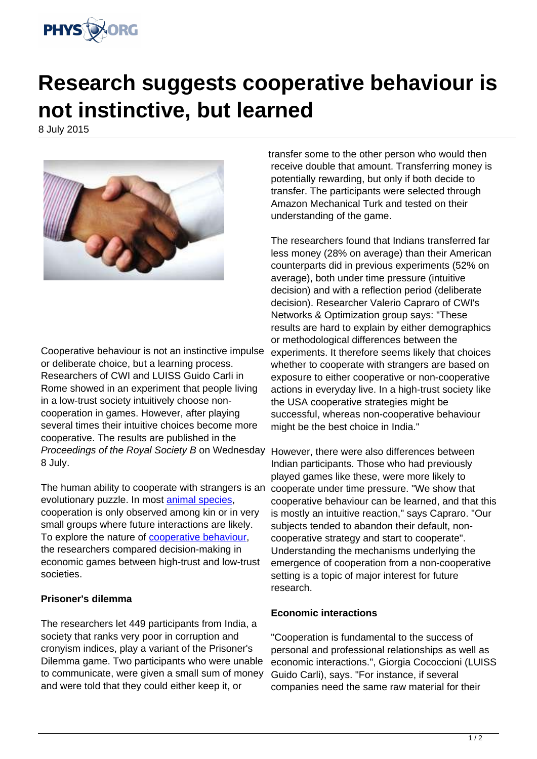# Research suggests cooperative behaviour is not instinctive, but learned

8 July 2015

Cooperative behaviour is not an instinctive impulse or deliberate choice, but a learning process. Researchers of CWI and LUISS Guido Carli in Rome showed in an experiment that people living in a low-trust society intuitively choose non-cooperation in games. However, after playing several times their intuitive choices become more cooperative. The results are published in the *Proceedings of the Royal Society B* on Wednesday 8 July.

The human ability to cooperate with strangers is an evolutionary puzzle. In most animal species, cooperation is only observed among kin or in very small groups where future interactions are likely. To explore the nature of cooperative behaviour, the researchers compared decision-making in economic games between high-trust and low-trust societies.

**Prisoner's dilemma**

The researchers let 449 participants from India, a society that ranks very poor in corruption and cronyism indices, play a variant of the Prisoner's Dilemma game. Two participants who were unable to communicate, were given a small sum of money and were told that they could either keep it, or transfer some to the other person who would then receive double that amount. Transferring money is potentially rewarding, but only if both decide to transfer. The participants were selected through Amazon Mechanical Turk and tested on their understanding of the game.

The researchers found that Indians transferred far less money (28% on average) than their American counterparts did in previous experiments (52% on average), both under time pressure (intuitive decision) and with a reflection period (deliberate decision). Researcher Valerio Capraro of CWI's Networks & Optimization group says: "These results are hard to explain by either demographics or methodological differences between the experiments. It therefore seems likely that choices whether to cooperate with strangers are based on exposure to either cooperative or non-cooperative actions in everyday live. In a high-trust society like the USA cooperative strategies might be successful, whereas non-cooperative behaviour might be the best choice in India."

However, there were also differences between Indian participants. Those who had previously played games like these, were more likely to cooperate under time pressure. "We show that cooperative behaviour can be learned, and that this is mostly an intuitive reaction," says Capraro. "Our subjects tended to abandon their default, non-cooperative strategy and start to cooperate". Understanding the mechanisms underlying the emergence of cooperation from a non-cooperative setting is a topic of major interest for future research.

**Economic interactions**

"Cooperation is fundamental to the success of personal and professional relationships as well as economic interactions.", Giorgia Cococcioni (LUISS Guido Carli), says. "For instance, if several companies need the same raw material for their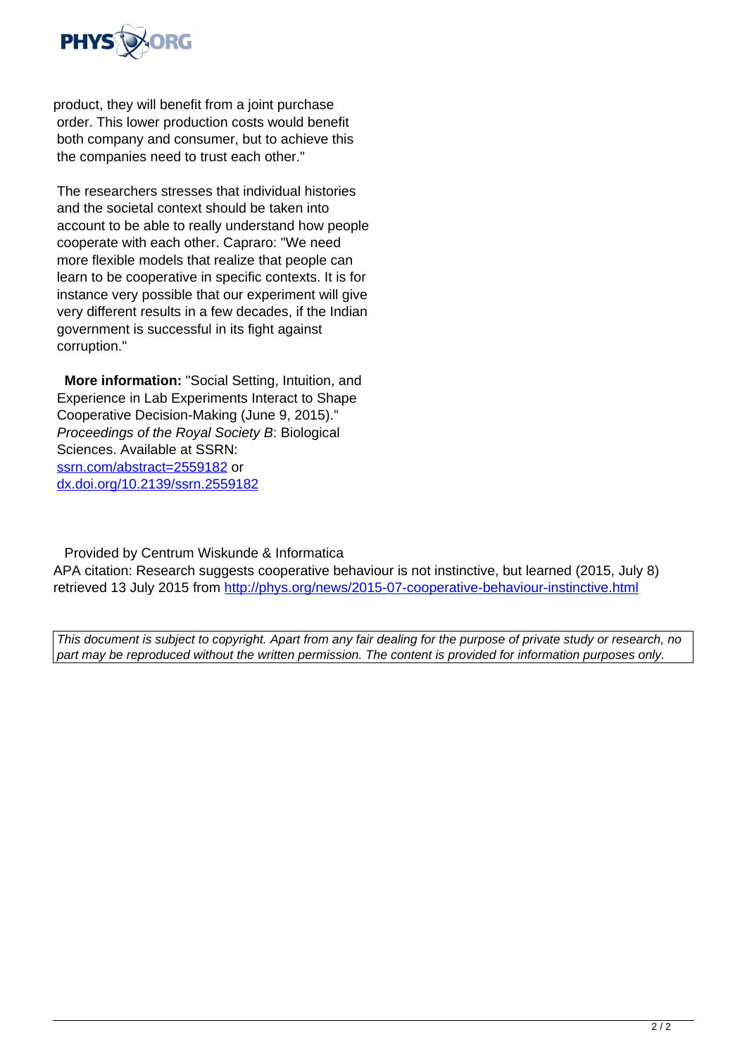product, they will benefit from a joint purchase order. This lower production costs would benefit both company and consumer, but to achieve this the companies need to trust each other."

The researchers stresses that individual histories and the societal context should be taken into account to be able to really understand how people cooperate with each other. Capraro: "We need more flexible models that realize that people can learn to be cooperative in specific contexts. It is for instance very possible that our experiment will give very different results in a few decades, if the Indian government is successful in its fight against corruption."

**More information:** "Social Setting, Intuition, and Experience in Lab Experiments Interact to Shape Cooperative Decision-Making (June 9, 2015)." *Proceedings of the Royal Society B*: Biological Sciences. Available at SSRN: ssrn.com/abstract=2559182 or dx.doi.org/10.2139/ssrn.2559182

Provided by Centrum Wiskunde & Informatica

APA citation: Research suggests cooperative behaviour is not instinctive, but learned (2015, July 8) retrieved 13 July 2015 from http://phys.org/news/2015-07-cooperative-behaviour-instinctive.html

*This document is subject to copyright. Apart from any fair dealing for the purpose of private study or research, no part may be reproduced without the written permission. The content is provided for information purposes only.*